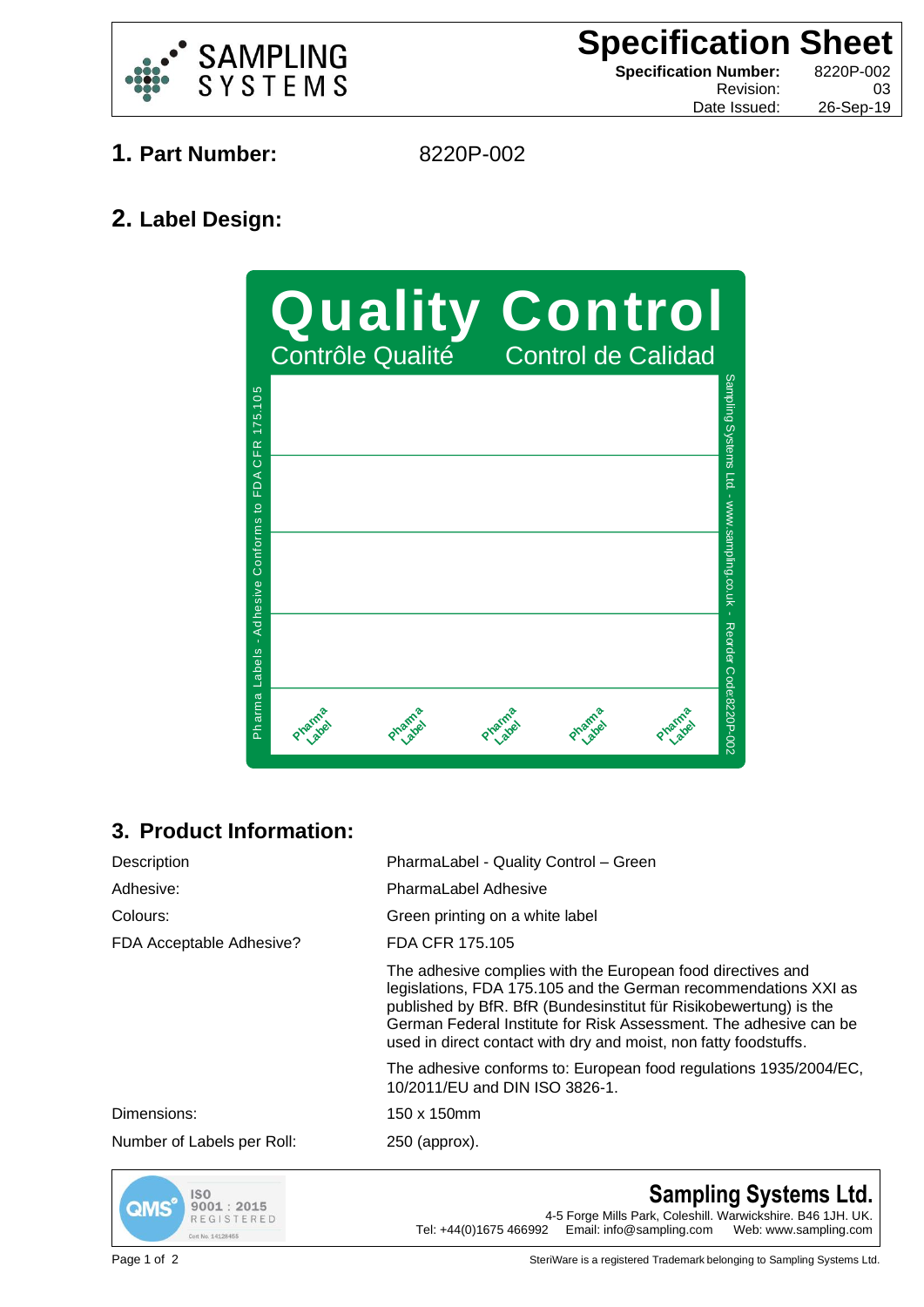SAMPLING SYSTEMS

# Specification Sheet

| | |
|---|---|
| **Specification Number:** | 8220P-002 |
| Revision: | 03 |
| Date Issued: | 26-Sep-19 |

## 1. Part Number: 8220P-002

## 2. Label Design:

**Quality Control**

Contrôle Qualité Control de Calidad

Pharma Labels - Adhesive Conforms to FDA CFR 175.105

Sampling Systems Ltd - www.sampling.co.uk - Reorder Code:8220P-002

Pharma Label Pharma Label Pharma Label Pharma Label Pharma Label

## 3. Product Information:

| | |
|---|---|
| Description | PharmaLabel - Quality Control – Green |
| Adhesive: | PharmaLabel Adhesive |
| Colours: | Green printing on a white label |
| FDA Acceptable Adhesive? | FDA CFR 175.105 |
| | The adhesive complies with the European food directives and legislations, FDA 175.105 and the German recommendations XXI as published by BfR. BfR (Bundesinstitut für Risikobewertung) is the German Federal Institute for Risk Assessment. The adhesive can be used in direct contact with dry and moist, non fatty foodstuffs. |
| | The adhesive conforms to: European food regulations 1935/2004/EC, 10/2011/EU and DIN ISO 3826-1. |
| Dimensions: | 150 x 150mm |
| Number of Labels per Roll: | 250 (approx). |

QMS ISO 9001 : 2015 REGISTERED Cert No. 14128465

**Sampling Systems Ltd.**
4-5 Forge Mills Park, Coleshill. Warwickshire. B46 1JH. UK.
Tel: +44(0)1675 466992 Email: info@sampling.com Web: www.sampling.com

SteriWare is a registered Trademark belonging to Sampling Systems Ltd.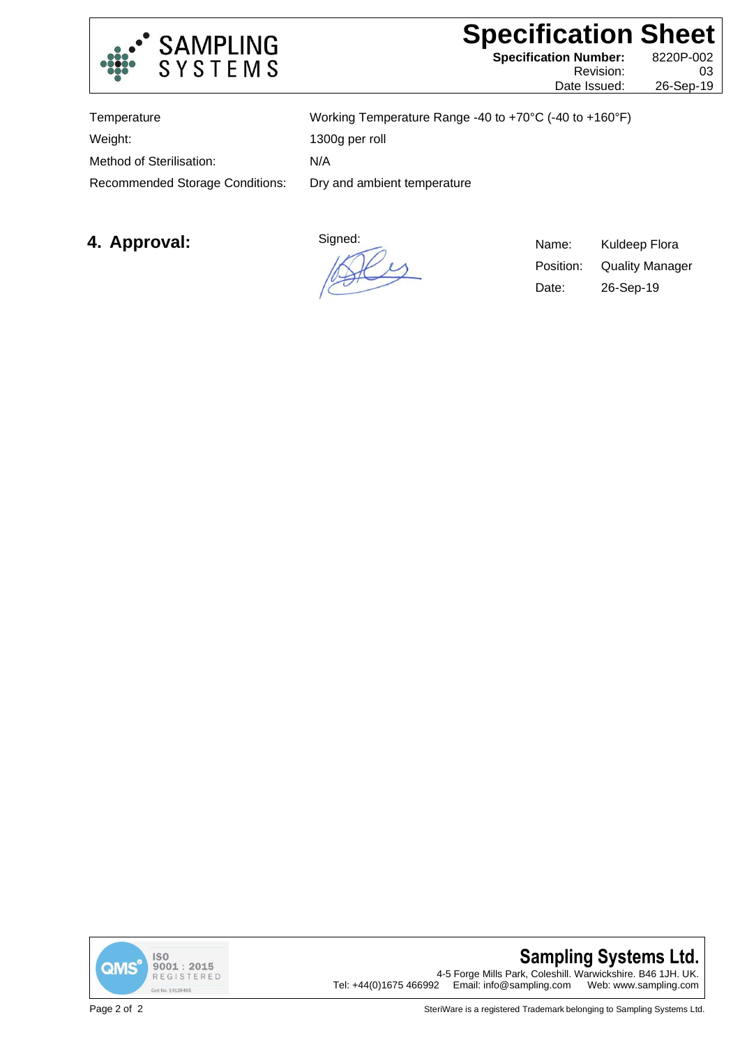| | |
|---|---|
| Temperature | Working Temperature Range -40 to +70°C (-40 to +160°F) |
| Weight: | 1300g per roll |
| Method of Sterilisation: | N/A |
| Recommended Storage Conditions: | Dry and ambient temperature |

## 4. Approval:

Signed:

| | |
|---|---|
| Name: | Kuldeep Flora |
| Position: | Quality Manager |
| Date: | 26-Sep-19 |

**Sampling Systems Ltd.**
4-5 Forge Mills Park, Coleshill. Warwickshire. B46 1JH. UK.
Tel: +44(0)1675 466992 Email: info@sampling.com Web: www.sampling.com

SteriWare is a registered Trademark belonging to Sampling Systems Ltd.